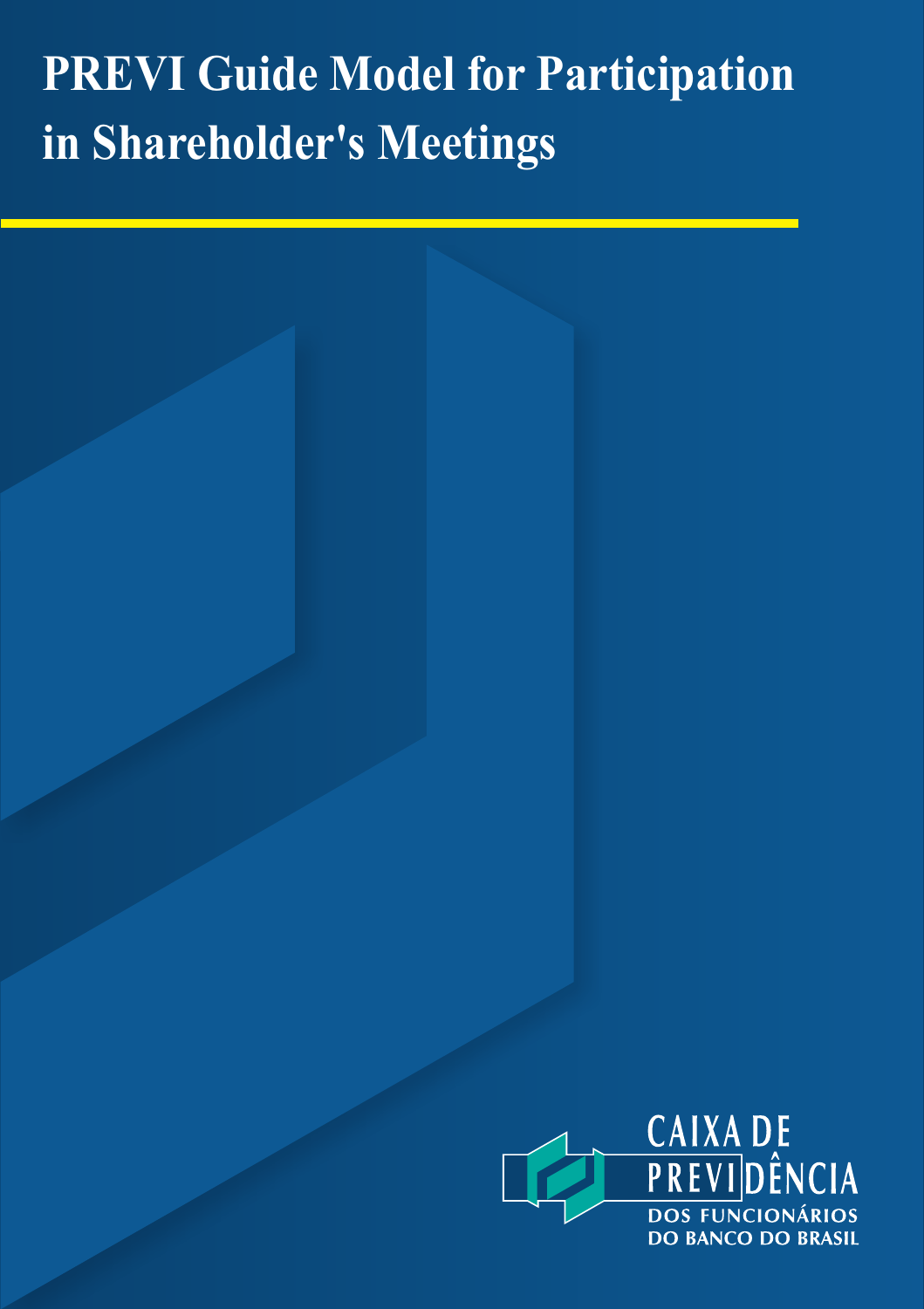# PREVI Guide Model for Participation in Shareholder's Meetings

CAIXA DE PREVIDÊNCIA DOS FUNCIONÁRIOS DO BANCO DO BRASIL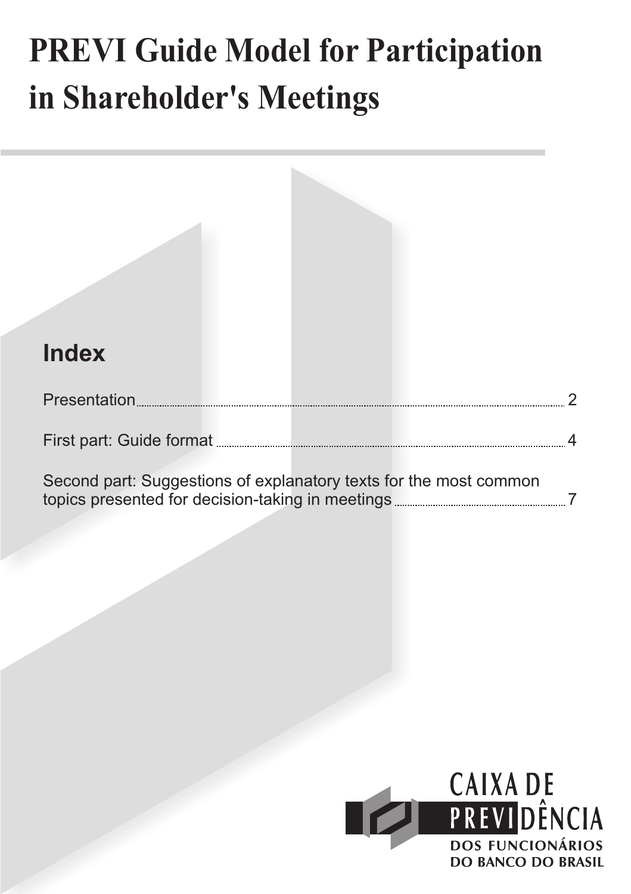# PREVI Guide Model for Participation in Shareholder's Meetings

## Index

Presentation ........ 2

First part: Guide format ........ 4

Second part: Suggestions of explanatory texts for the most common topics presented for decision-taking in meetings ........ 7

CAIXA DE PREVIDÊNCIA DOS FUNCIONÁRIOS DO BANCO DO BRASIL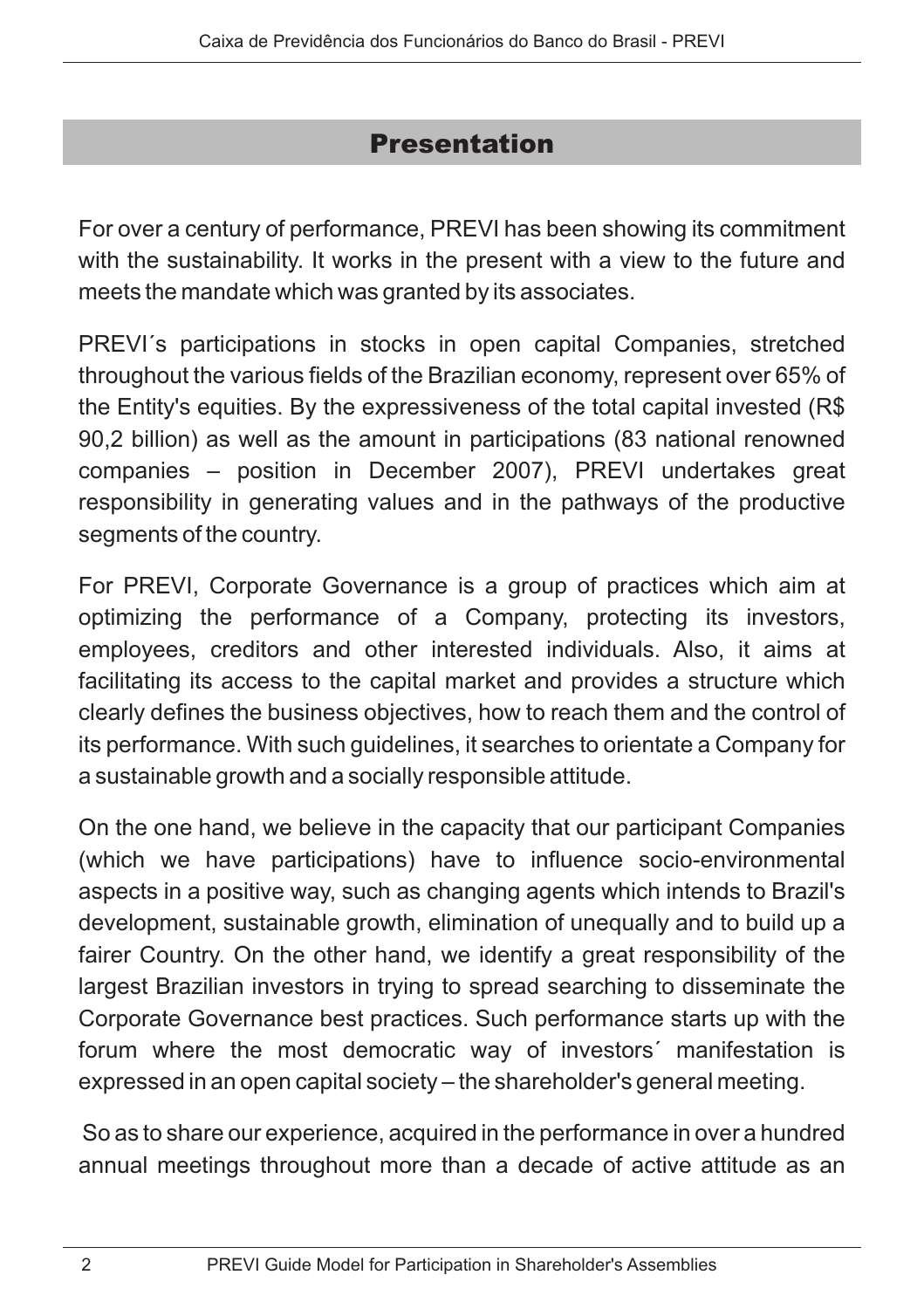# Presentation

For over a century of performance, PREVI has been showing its commitment with the sustainability. It works in the present with a view to the future and meets the mandate which was granted by its associates.

PREVI´s participations in stocks in open capital Companies, stretched throughout the various fields of the Brazilian economy, represent over 65% of the Entity's equities. By the expressiveness of the total capital invested (R$ 90,2 billion) as well as the amount in participations (83 national renowned companies – position in December 2007), PREVI undertakes great responsibility in generating values and in the pathways of the productive segments of the country.

For PREVI, Corporate Governance is a group of practices which aim at optimizing the performance of a Company, protecting its investors, employees, creditors and other interested individuals. Also, it aims at facilitating its access to the capital market and provides a structure which clearly defines the business objectives, how to reach them and the control of its performance. With such guidelines, it searches to orientate a Company for a sustainable growth and a socially responsible attitude.

On the one hand, we believe in the capacity that our participant Companies (which we have participations) have to influence socio-environmental aspects in a positive way, such as changing agents which intends to Brazil's development, sustainable growth, elimination of unequally and to build up a fairer Country. On the other hand, we identify a great responsibility of the largest Brazilian investors in trying to spread searching to disseminate the Corporate Governance best practices. Such performance starts up with the forum where the most democratic way of investors´ manifestation is expressed in an open capital society – the shareholder's general meeting.

So as to share our experience, acquired in the performance in over a hundred annual meetings throughout more than a decade of active attitude as an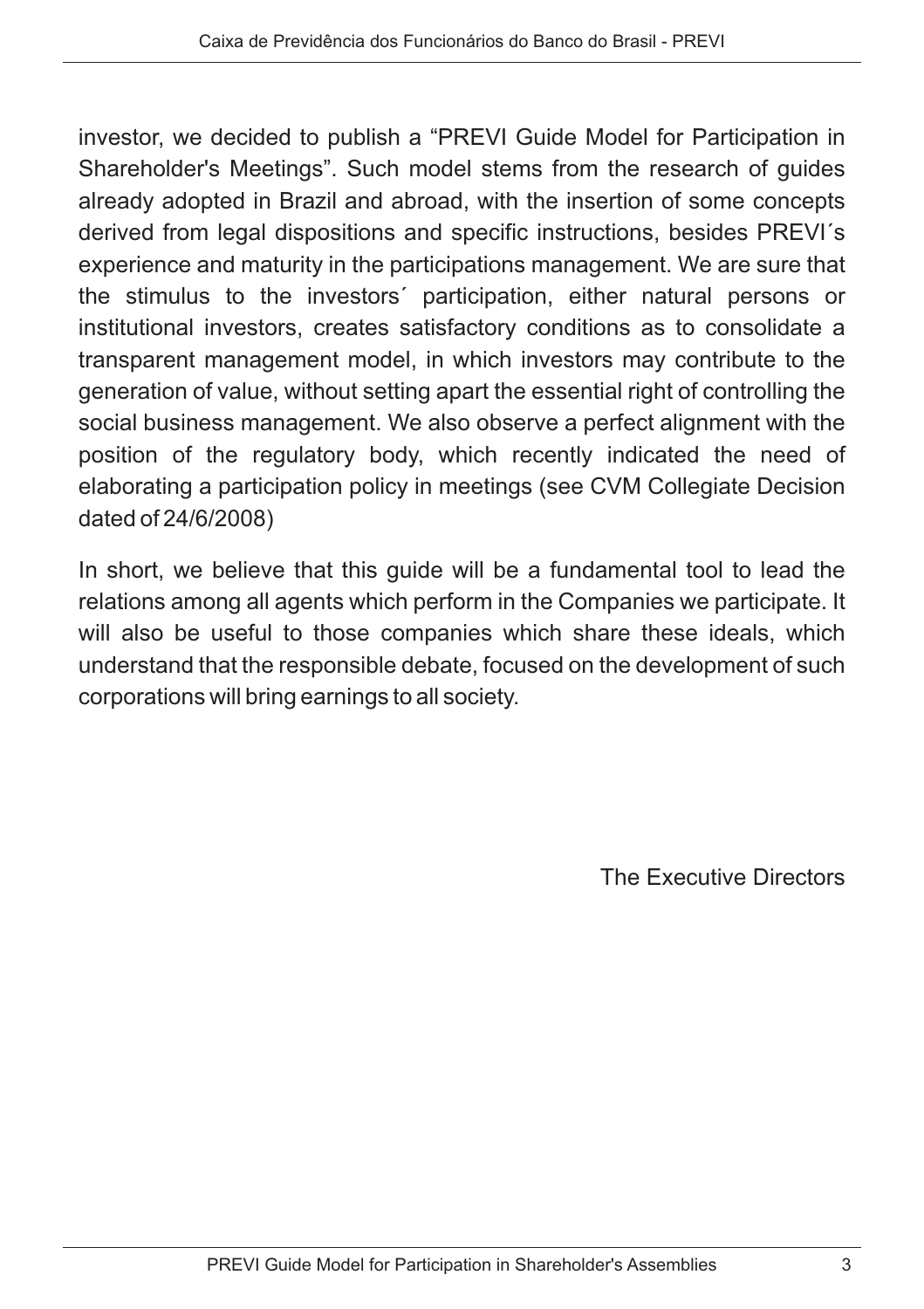investor, we decided to publish a "PREVI Guide Model for Participation in Shareholder's Meetings". Such model stems from the research of guides already adopted in Brazil and abroad, with the insertion of some concepts derived from legal dispositions and specific instructions, besides PREVI´s experience and maturity in the participations management. We are sure that the stimulus to the investors´ participation, either natural persons or institutional investors, creates satisfactory conditions as to consolidate a transparent management model, in which investors may contribute to the generation of value, without setting apart the essential right of controlling the social business management. We also observe a perfect alignment with the position of the regulatory body, which recently indicated the need of elaborating a participation policy in meetings (see CVM Collegiate Decision dated of 24/6/2008)

In short, we believe that this guide will be a fundamental tool to lead the relations among all agents which perform in the Companies we participate. It will also be useful to those companies which share these ideals, which understand that the responsible debate, focused on the development of such corporations will bring earnings to all society.

The Executive Directors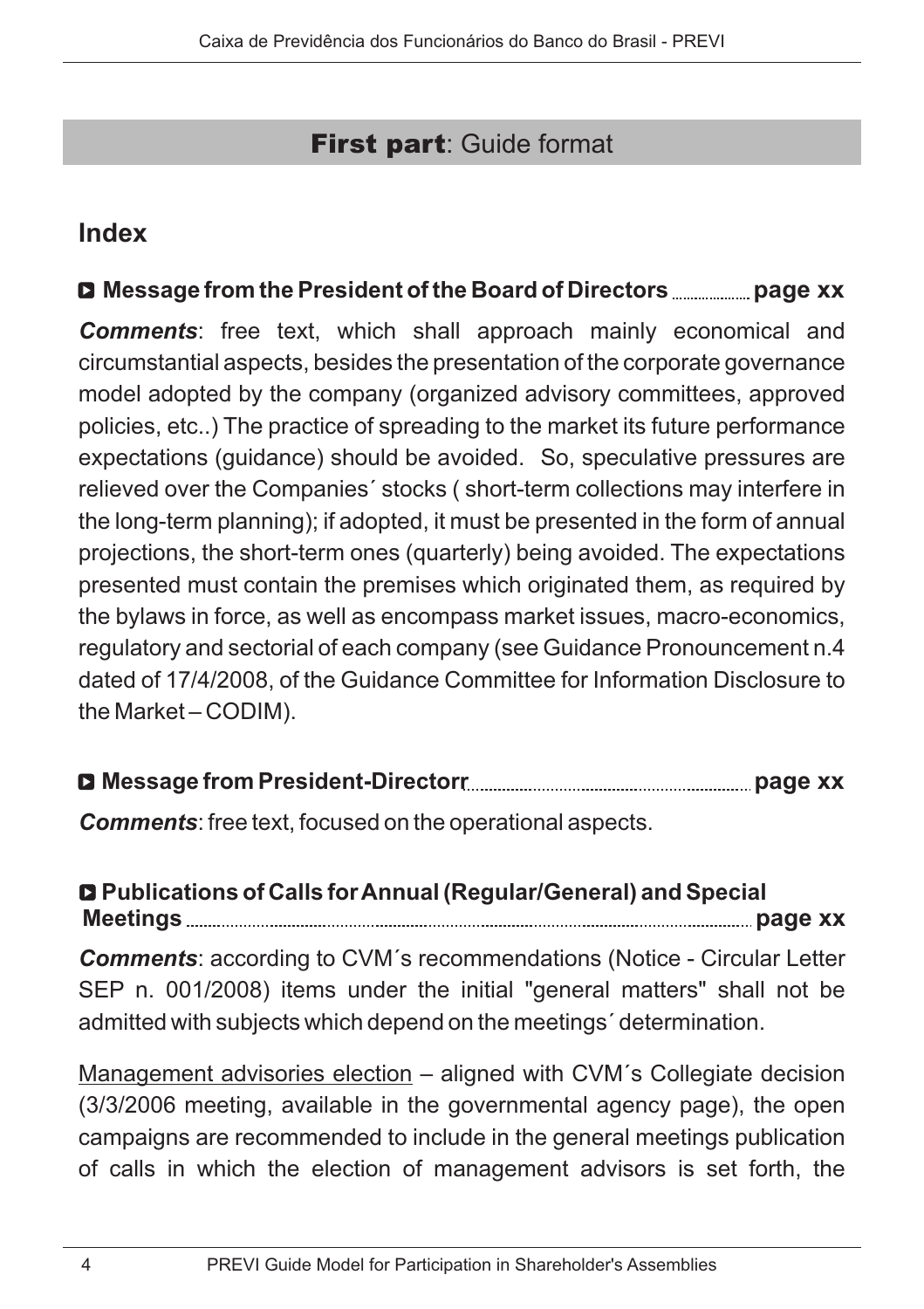## **First part**: Guide format

### Index

**Message from the President of the Board of Directors .................... page xx**

***Comments***: free text, which shall approach mainly economical and circumstantial aspects, besides the presentation of the corporate governance model adopted by the company (organized advisory committees, approved policies, etc..) The practice of spreading to the market its future performance expectations (guidance) should be avoided. So, speculative pressures are relieved over the Companies´ stocks ( short-term collections may interfere in the long-term planning); if adopted, it must be presented in the form of annual projections, the short-term ones (quarterly) being avoided. The expectations presented must contain the premises which originated them, as required by the bylaws in force, as well as encompass market issues, macro-economics, regulatory and sectorial of each company (see Guidance Pronouncement n.4 dated of 17/4/2008, of the Guidance Committee for Information Disclosure to the Market – CODIM).

**Message from President-Directorr .................................................. page xx**

***Comments***: free text, focused on the operational aspects.

**Publications of Calls for Annual (Regular/General) and Special Meetings ............................................................................................... page xx**

***Comments***: according to CVM´s recommendations (Notice - Circular Letter SEP n. 001/2008) items under the initial "general matters" shall not be admitted with subjects which depend on the meetings´ determination.

<u>Management advisories election</u> – aligned with CVM´s Collegiate decision (3/3/2006 meeting, available in the governmental agency page), the open campaigns are recommended to include in the general meetings publication of calls in which the election of management advisors is set forth, the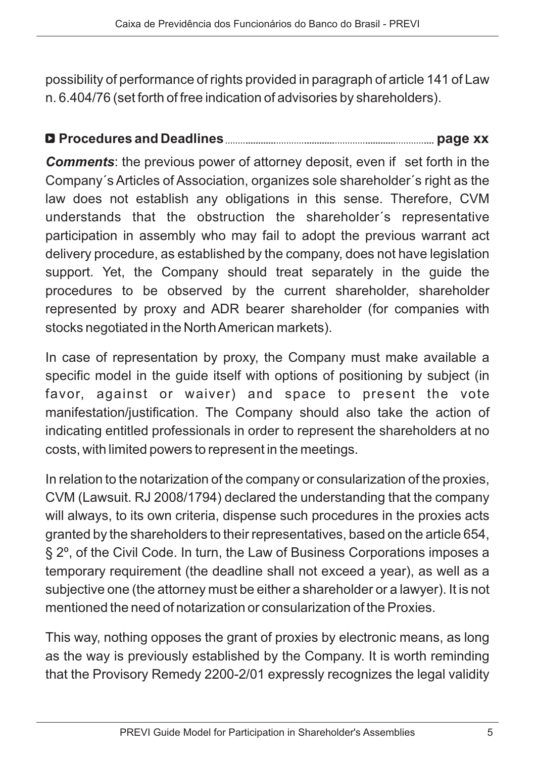possibility of performance of rights provided in paragraph of article 141 of Law n. 6.404/76 (set forth of free indication of advisories by shareholders).

**Procedures and Deadlines ........................................................................ page xx**

***Comments***: the previous power of attorney deposit, even if set forth in the Company´s Articles of Association, organizes sole shareholder´s right as the law does not establish any obligations in this sense. Therefore, CVM understands that the obstruction the shareholder´s representative participation in assembly who may fail to adopt the previous warrant act delivery procedure, as established by the company, does not have legislation support. Yet, the Company should treat separately in the guide the procedures to be observed by the current shareholder, shareholder represented by proxy and ADR bearer shareholder (for companies with stocks negotiated in the North American markets).

In case of representation by proxy, the Company must make available a specific model in the guide itself with options of positioning by subject (in favor, against or waiver) and space to present the vote manifestation/justification. The Company should also take the action of indicating entitled professionals in order to represent the shareholders at no costs, with limited powers to represent in the meetings.

In relation to the notarization of the company or consularization of the proxies, CVM (Lawsuit. RJ 2008/1794) declared the understanding that the company will always, to its own criteria, dispense such procedures in the proxies acts granted by the shareholders to their representatives, based on the article 654, § 2º, of the Civil Code. In turn, the Law of Business Corporations imposes a temporary requirement (the deadline shall not exceed a year), as well as a subjective one (the attorney must be either a shareholder or a lawyer). It is not mentioned the need of notarization or consularization of the Proxies.

This way, nothing opposes the grant of proxies by electronic means, as long as the way is previously established by the Company. It is worth reminding that the Provisory Remedy 2200-2/01 expressly recognizes the legal validity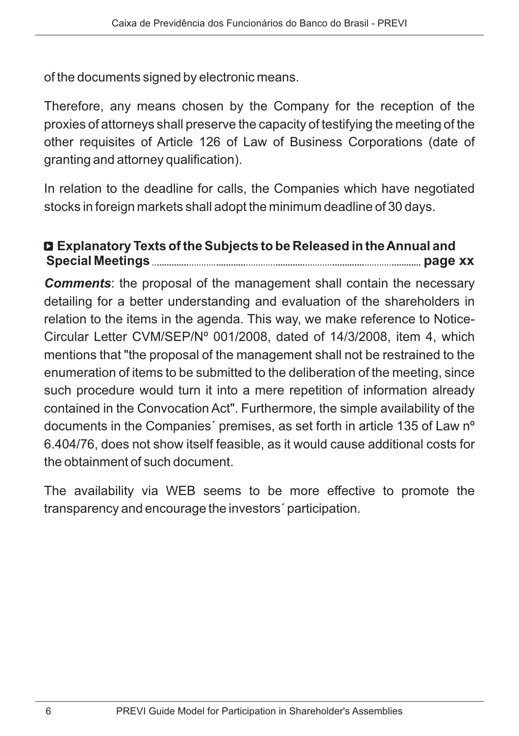of the documents signed by electronic means.

Therefore, any means chosen by the Company for the reception of the proxies of attorneys shall preserve the capacity of testifying the meeting of the other requisites of Article 126 of Law of Business Corporations (date of granting and attorney qualification).

In relation to the deadline for calls, the Companies which have negotiated stocks in foreign markets shall adopt the minimum deadline of 30 days.

### Explanatory Texts of the Subjects to be Released in the Annual and Special Meetings ............ page xx

***Comments***: the proposal of the management shall contain the necessary detailing for a better understanding and evaluation of the shareholders in relation to the items in the agenda. This way, we make reference to Notice-Circular Letter CVM/SEP/Nº 001/2008, dated of 14/3/2008, item 4, which mentions that "the proposal of the management shall not be restrained to the enumeration of items to be submitted to the deliberation of the meeting, since such procedure would turn it into a mere repetition of information already contained in the Convocation Act". Furthermore, the simple availability of the documents in the Companies´ premises, as set forth in article 135 of Law nº 6.404/76, does not show itself feasible, as it would cause additional costs for the obtainment of such document.

The availability via WEB seems to be more effective to promote the transparency and encourage the investors´ participation.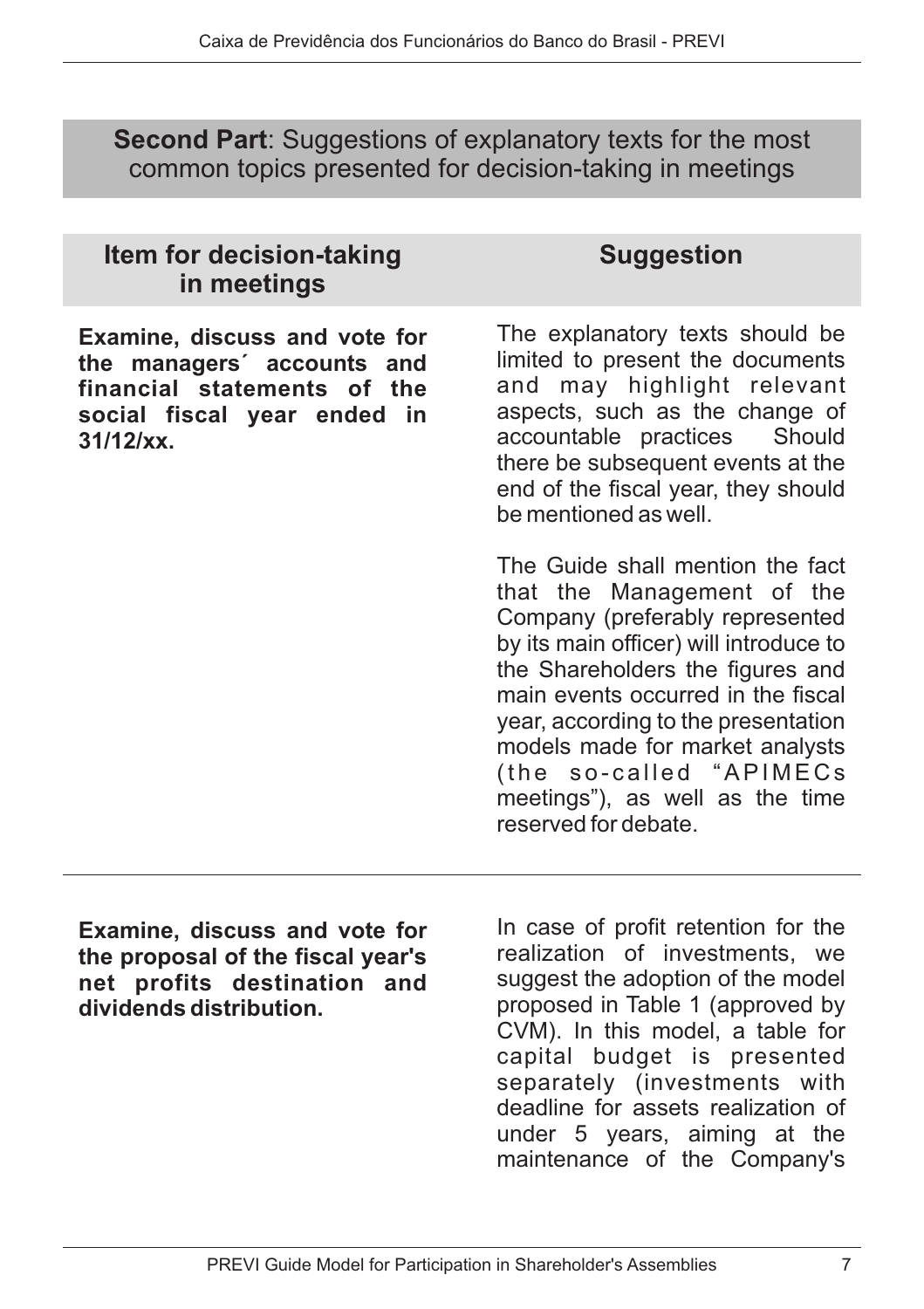## **Second Part**: Suggestions of explanatory texts for the most common topics presented for decision-taking in meetings

| Item for decision-taking in meetings | Suggestion |
|---|---|
| **Examine, discuss and vote for the managers´ accounts and financial statements of the social fiscal year ended in 31/12/xx.** | The explanatory texts should be limited to present the documents and may highlight relevant aspects, such as the change of accountable practices Should there be subsequent events at the end of the fiscal year, they should be mentioned as well.<br><br>The Guide shall mention the fact that the Management of the Company (preferably represented by its main officer) will introduce to the Shareholders the figures and main events occurred in the fiscal year, according to the presentation models made for market analysts (the so-called "APIMECs meetings"), as well as the time reserved for debate. |
| **Examine, discuss and vote for the proposal of the fiscal year's net profits destination and dividends distribution.** | In case of profit retention for the realization of investments, we suggest the adoption of the model proposed in Table 1 (approved by CVM). In this model, a table for capital budget is presented separately (investments with deadline for assets realization of under 5 years, aiming at the maintenance of the Company's |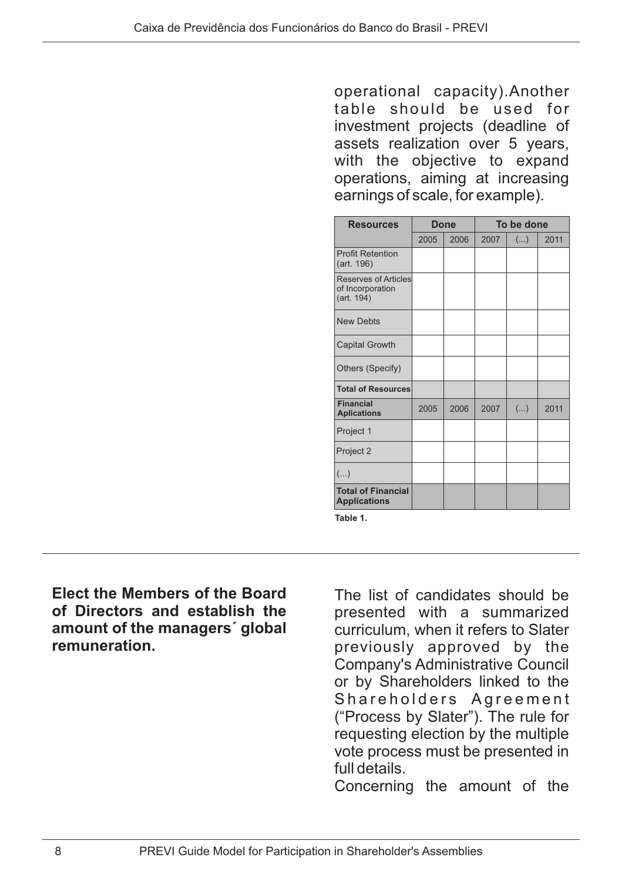operational capacity).Another table should be used for investment projects (deadline of assets realization over 5 years, with the objective to expand operations, aiming at increasing earnings of scale, for example).

| Resources | Done | | To be done | | |
|---|---|---|---|---|---|
| | 2005 | 2006 | 2007 | (...) | 2011 |
| Profit Retention (art. 196) | | | | | |
| Reserves of Articles of Incorporation (art. 194) | | | | | |
| New Debts | | | | | |
| Capital Growth | | | | | |
| Others (Specify) | | | | | |
| **Total of Resources** | | | | | |
| **Financial Aplications** | 2005 | 2006 | 2007 | (...) | 2011 |
| Project 1 | | | | | |
| Project 2 | | | | | |
| (...) | | | | | |
| **Total of Financial Applications** | | | | | |

**Table 1.**

**Elect the Members of the Board of Directors and establish the amount of the managers´ global remuneration.**

The list of candidates should be presented with a summarized curriculum, when it refers to Slater previously approved by the Company's Administrative Council or by Shareholders linked to the Shareholders Agreement ("Process by Slater"). The rule for requesting election by the multiple vote process must be presented in full details.

Concerning the amount of the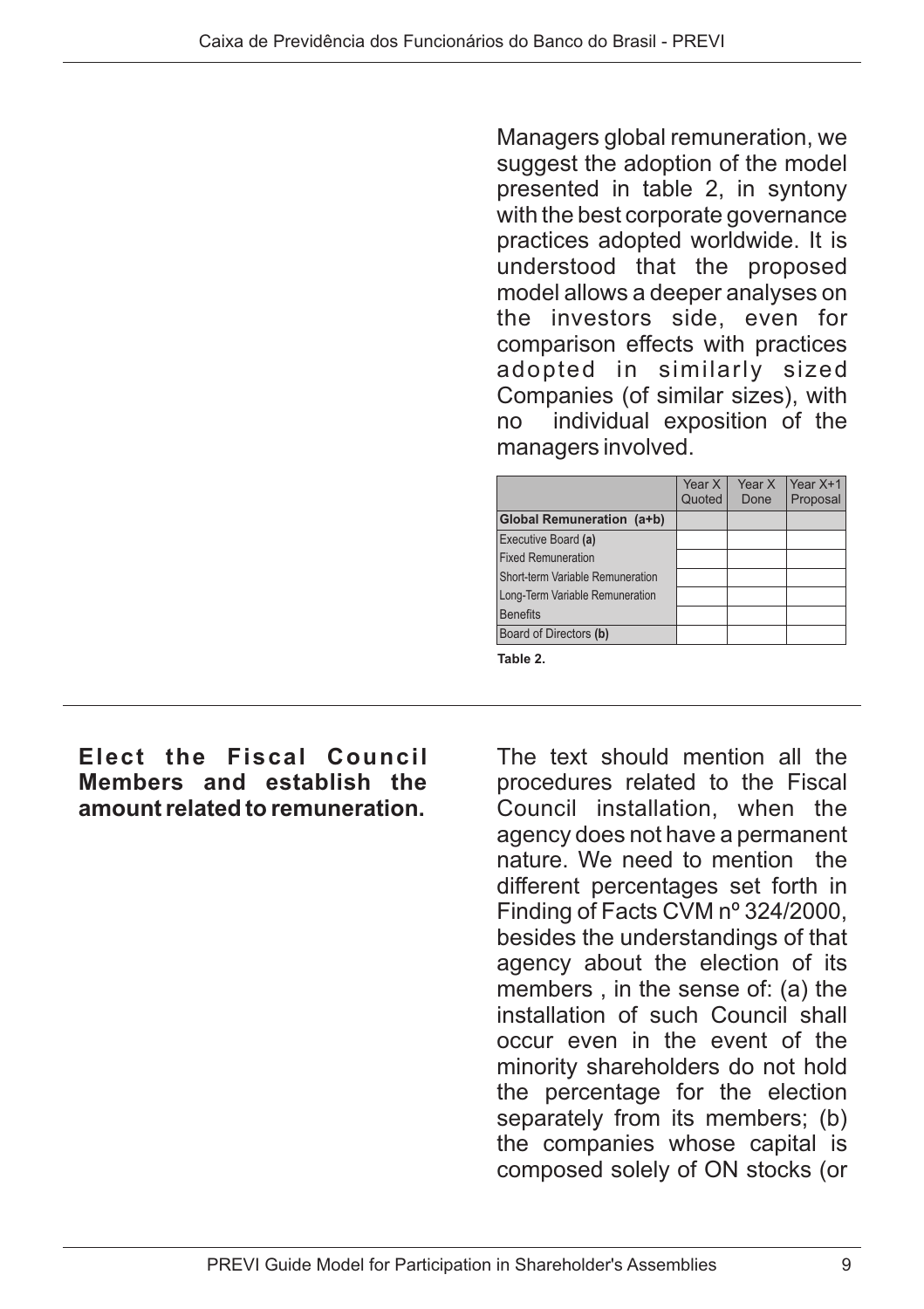Managers global remuneration, we suggest the adoption of the model presented in table 2, in syntony with the best corporate governance practices adopted worldwide. It is understood that the proposed model allows a deeper analyses on the investors side, even for comparison effects with practices adopted in similarly sized Companies (of similar sizes), with no individual exposition of the managers involved.

| | Year X Quoted | Year X Done | Year X+1 Proposal |
|---|---|---|---|
| **Global Remuneration (a+b)** | | | |
| Executive Board **(a)** | | | |
| Fixed Remuneration | | | |
| Short-term Variable Remuneration | | | |
| Long-Term Variable Remuneration | | | |
| Benefits | | | |
| Board of Directors **(b)** | | | |

**Table 2.**

**Elect the Fiscal Council Members and establish the amount related to remuneration.**

The text should mention all the procedures related to the Fiscal Council installation, when the agency does not have a permanent nature. We need to mention the different percentages set forth in Finding of Facts CVM nº 324/2000, besides the understandings of that agency about the election of its members , in the sense of: (a) the installation of such Council shall occur even in the event of the minority shareholders do not hold the percentage for the election separately from its members; (b) the companies whose capital is composed solely of ON stocks (or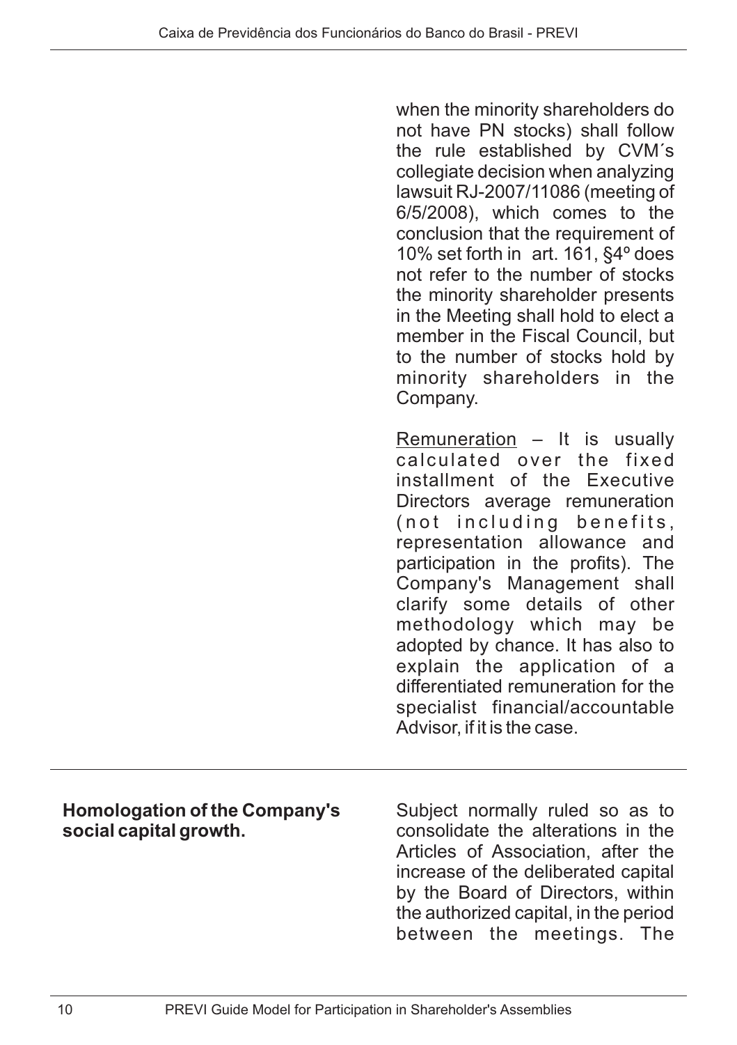when the minority shareholders do not have PN stocks) shall follow the rule established by CVM´s collegiate decision when analyzing lawsuit RJ-2007/11086 (meeting of 6/5/2008), which comes to the conclusion that the requirement of 10% set forth in art. 161, §4º does not refer to the number of stocks the minority shareholder presents in the Meeting shall hold to elect a member in the Fiscal Council, but to the number of stocks hold by minority shareholders in the Company.

Remuneration – It is usually calculated over the fixed installment of the Executive Directors average remuneration (not including benefits, representation allowance and participation in the profits). The Company's Management shall clarify some details of other methodology which may be adopted by chance. It has also to explain the application of a differentiated remuneration for the specialist financial/accountable Advisor, if it is the case.

---

| | |
|---|---|
| **Homologation of the Company's social capital growth.** | Subject normally ruled so as to consolidate the alterations in the Articles of Association, after the increase of the deliberated capital by the Board of Directors, within the authorized capital, in the period between the meetings. The |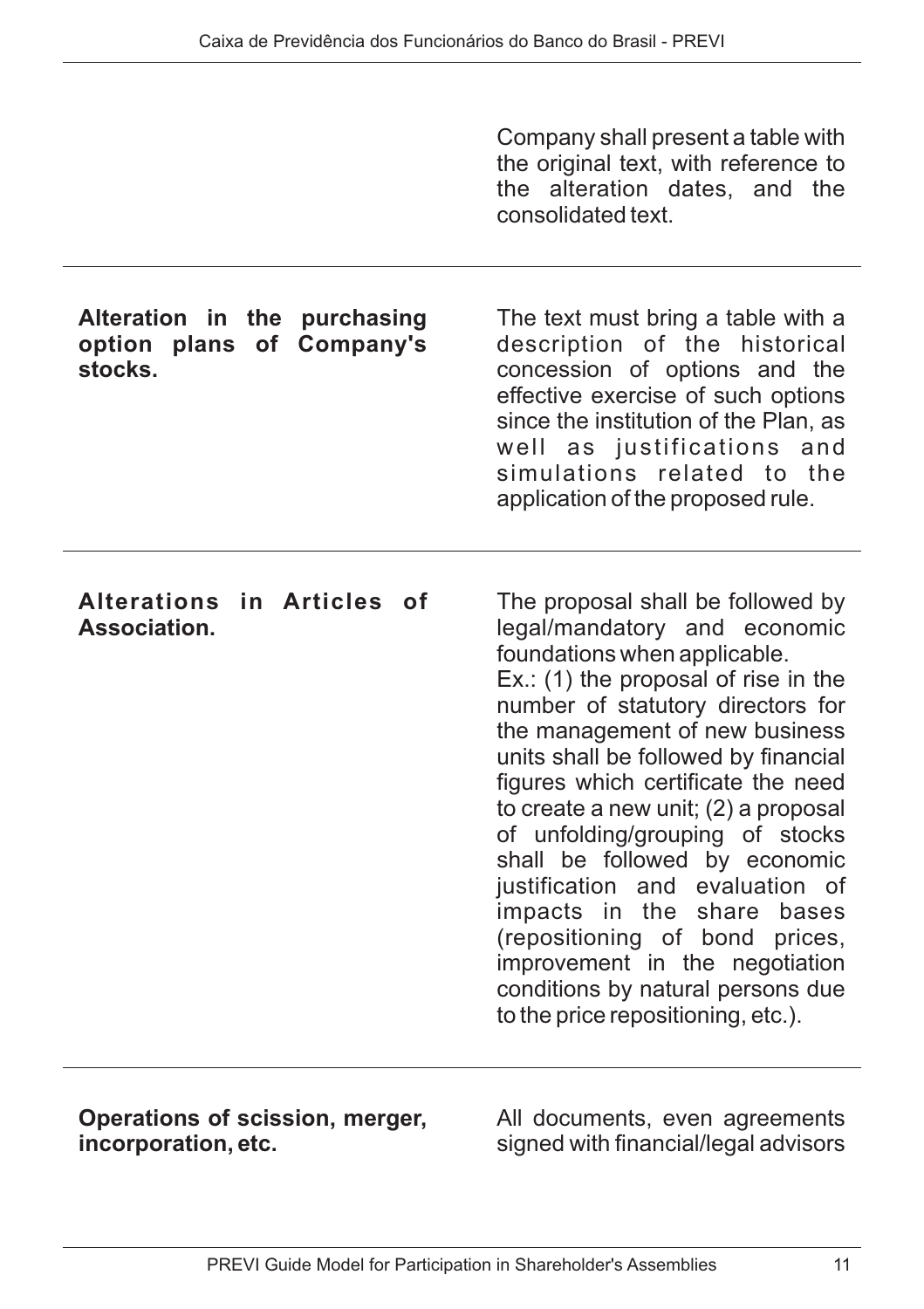| | |
|---|---|
| | Company shall present a table with the original text, with reference to the alteration dates, and the consolidated text. |
| **Alteration in the purchasing option plans of Company's stocks.** | The text must bring a table with a description of the historical concession of options and the effective exercise of such options since the institution of the Plan, as well as justifications and simulations related to the application of the proposed rule. |
| **Alterations in Articles of Association.** | The proposal shall be followed by legal/mandatory and economic foundations when applicable. Ex.: (1) the proposal of rise in the number of statutory directors for the management of new business units shall be followed by financial figures which certificate the need to create a new unit; (2) a proposal of unfolding/grouping of stocks shall be followed by economic justification and evaluation of impacts in the share bases (repositioning of bond prices, improvement in the negotiation conditions by natural persons due to the price repositioning, etc.). |
| **Operations of scission, merger, incorporation, etc.** | All documents, even agreements signed with financial/legal advisors |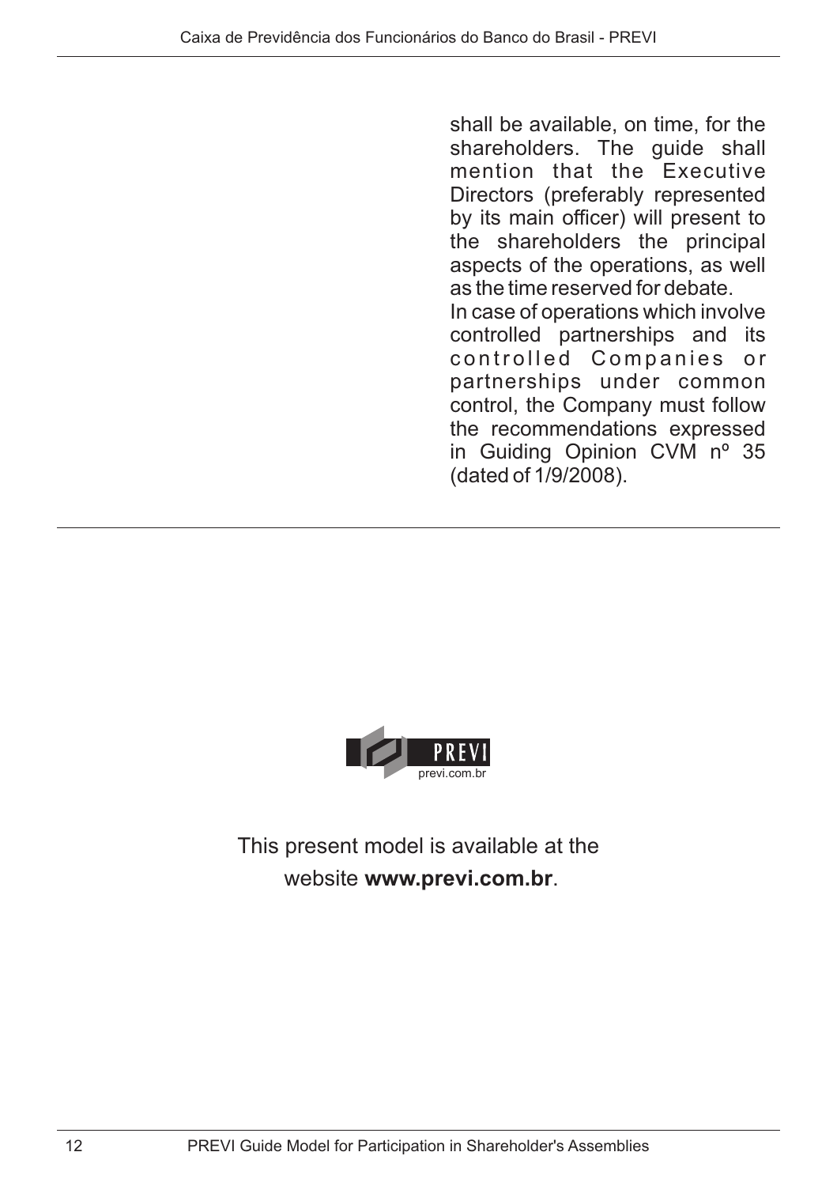shall be available, on time, for the shareholders. The guide shall mention that the Executive Directors (preferably represented by its main officer) will present to the shareholders the principal aspects of the operations, as well as the time reserved for debate.

In case of operations which involve controlled partnerships and its controlled Companies or partnerships under common control, the Company must follow the recommendations expressed in Guiding Opinion CVM nº 35 (dated of 1/9/2008).

PREVI
previ.com.br

This present model is available at the website **www.previ.com.br**.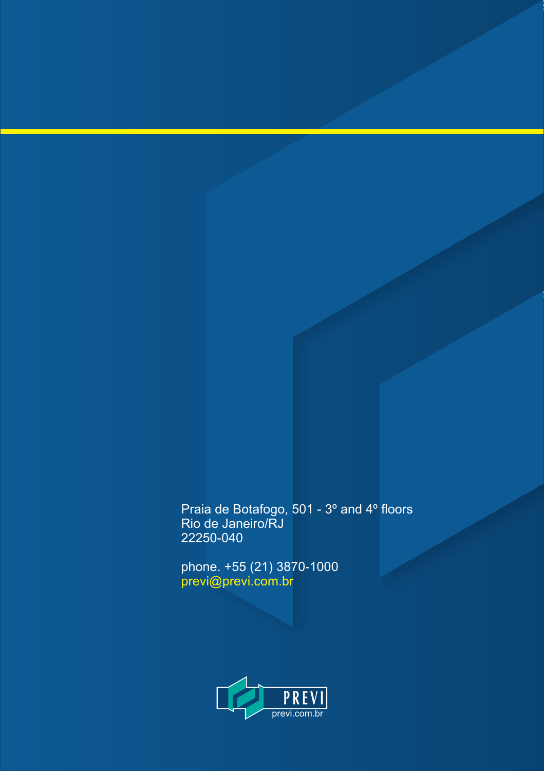Praia de Botafogo, 501 - 3º and 4º floors
Rio de Janeiro/RJ
22250-040

phone. +55 (21) 3870-1000
previ@previ.com.br

PREVI
previ.com.br